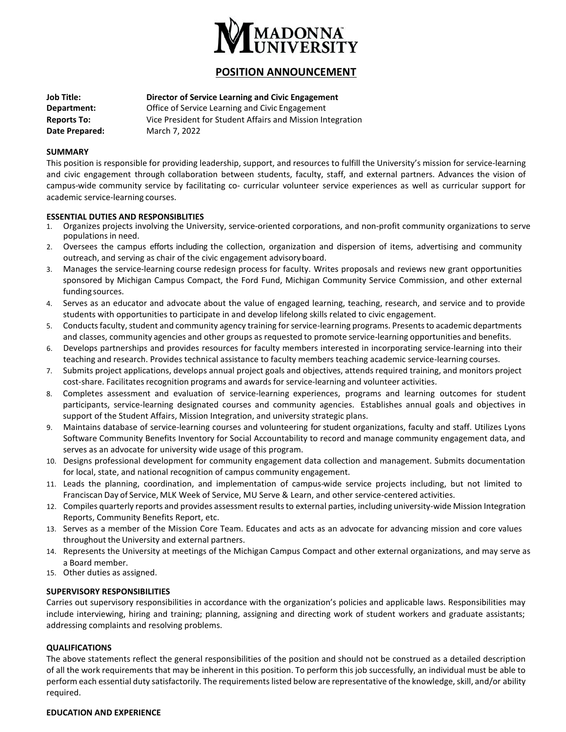MADONNA UNIVERSITY

# POSITION ANNOUNCEMENT

**Job Title:** **Director of Service Learning and Civic Engagement**
**Department:** Office of Service Learning and Civic Engagement
**Reports To:** Vice President for Student Affairs and Mission Integration
**Date Prepared:** March 7, 2022

## SUMMARY

This position is responsible for providing leadership, support, and resources to fulfill the University's mission for service-learning and civic engagement through collaboration between students, faculty, staff, and external partners. Advances the vision of campus-wide community service by facilitating co- curricular volunteer service experiences as well as curricular support for academic service-learning courses.

## ESSENTIAL DUTIES AND RESPONSIBLITIES

1. Organizes projects involving the University, service-oriented corporations, and non-profit community organizations to serve populations in need.
2. Oversees the campus efforts including the collection, organization and dispersion of items, advertising and community outreach, and serving as chair of the civic engagement advisory board.
3. Manages the service-learning course redesign process for faculty. Writes proposals and reviews new grant opportunities sponsored by Michigan Campus Compact, the Ford Fund, Michigan Community Service Commission, and other external funding sources.
4. Serves as an educator and advocate about the value of engaged learning, teaching, research, and service and to provide students with opportunities to participate in and develop lifelong skills related to civic engagement.
5. Conducts faculty, student and community agency training for service-learning programs. Presents to academic departments and classes, community agencies and other groups as requested to promote service-learning opportunities and benefits.
6. Develops partnerships and provides resources for faculty members interested in incorporating service-learning into their teaching and research. Provides technical assistance to faculty members teaching academic service-learning courses.
7. Submits project applications, develops annual project goals and objectives, attends required training, and monitors project cost-share. Facilitates recognition programs and awards for service-learning and volunteer activities.
8. Completes assessment and evaluation of service-learning experiences, programs and learning outcomes for student participants, service-learning designated courses and community agencies. Establishes annual goals and objectives in support of the Student Affairs, Mission Integration, and university strategic plans.
9. Maintains database of service-learning courses and volunteering for student organizations, faculty and staff. Utilizes Lyons Software Community Benefits Inventory for Social Accountability to record and manage community engagement data, and serves as an advocate for university wide usage of this program.
10. Designs professional development for community engagement data collection and management. Submits documentation for local, state, and national recognition of campus community engagement.
11. Leads the planning, coordination, and implementation of campus-wide service projects including, but not limited to Franciscan Day of Service, MLK Week of Service, MU Serve & Learn, and other service-centered activities.
12. Compiles quarterly reports and provides assessment results to external parties, including university-wide Mission Integration Reports, Community Benefits Report, etc.
13. Serves as a member of the Mission Core Team. Educates and acts as an advocate for advancing mission and core values throughout the University and external partners.
14. Represents the University at meetings of the Michigan Campus Compact and other external organizations, and may serve as a Board member.
15. Other duties as assigned.

## SUPERVISORY RESPONSIBILITIES

Carries out supervisory responsibilities in accordance with the organization's policies and applicable laws. Responsibilities may include interviewing, hiring and training; planning, assigning and directing work of student workers and graduate assistants; addressing complaints and resolving problems.

## QUALIFICATIONS

The above statements reflect the general responsibilities of the position and should not be construed as a detailed description of all the work requirements that may be inherent in this position. To perform this job successfully, an individual must be able to perform each essential duty satisfactorily. The requirements listed below are representative of the knowledge, skill, and/or ability required.

## EDUCATION AND EXPERIENCE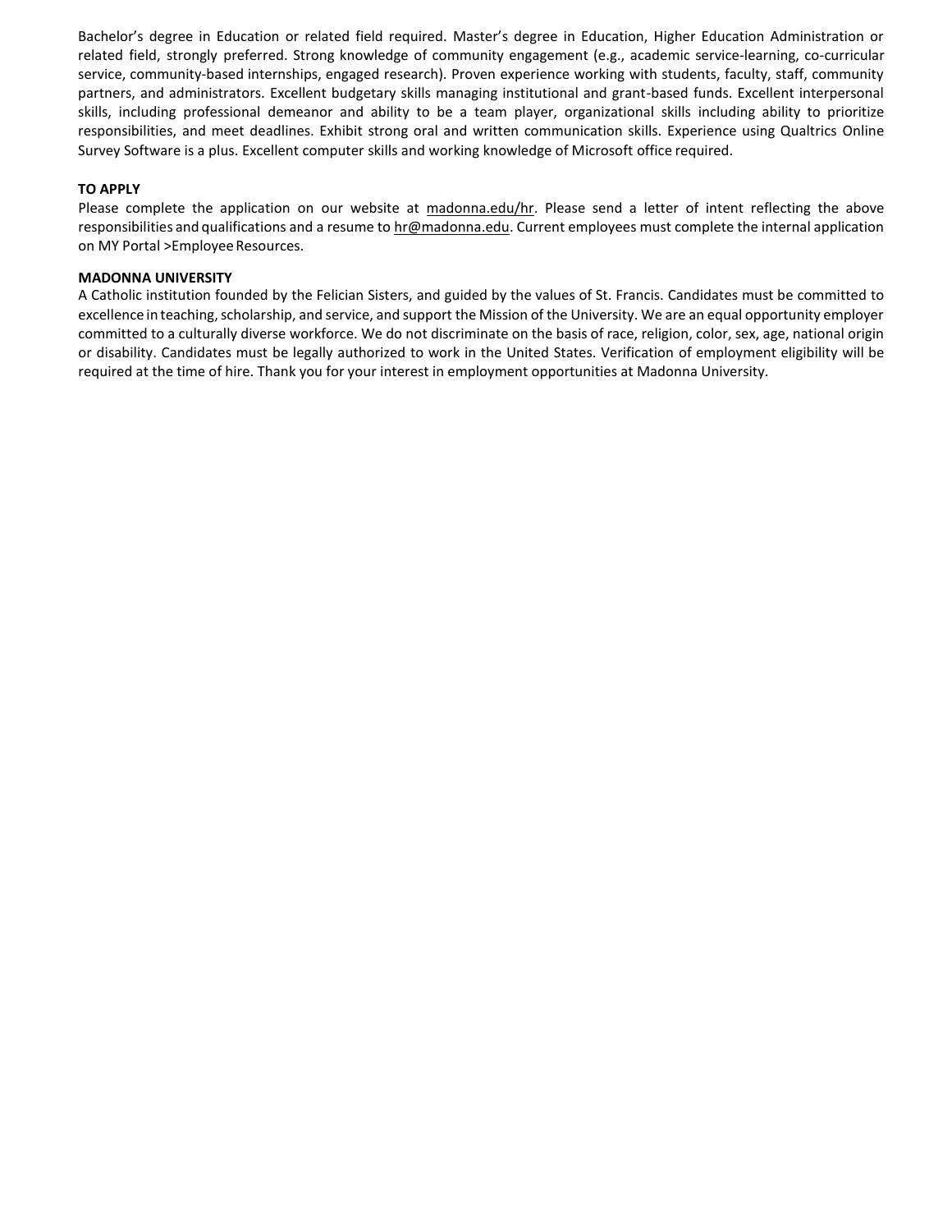Bachelor's degree in Education or related field required. Master's degree in Education, Higher Education Administration or related field, strongly preferred. Strong knowledge of community engagement (e.g., academic service-learning, co-curricular service, community-based internships, engaged research). Proven experience working with students, faculty, staff, community partners, and administrators. Excellent budgetary skills managing institutional and grant-based funds. Excellent interpersonal skills, including professional demeanor and ability to be a team player, organizational skills including ability to prioritize responsibilities, and meet deadlines. Exhibit strong oral and written communication skills. Experience using Qualtrics Online Survey Software is a plus. Excellent computer skills and working knowledge of Microsoft office required.

**TO APPLY**

Please complete the application on our website at madonna.edu/hr. Please send a letter of intent reflecting the above responsibilities and qualifications and a resume to hr@madonna.edu. Current employees must complete the internal application on MY Portal >Employee Resources.

**MADONNA UNIVERSITY**

A Catholic institution founded by the Felician Sisters, and guided by the values of St. Francis. Candidates must be committed to excellence in teaching, scholarship, and service, and support the Mission of the University. We are an equal opportunity employer committed to a culturally diverse workforce. We do not discriminate on the basis of race, religion, color, sex, age, national origin or disability. Candidates must be legally authorized to work in the United States. Verification of employment eligibility will be required at the time of hire. Thank you for your interest in employment opportunities at Madonna University.